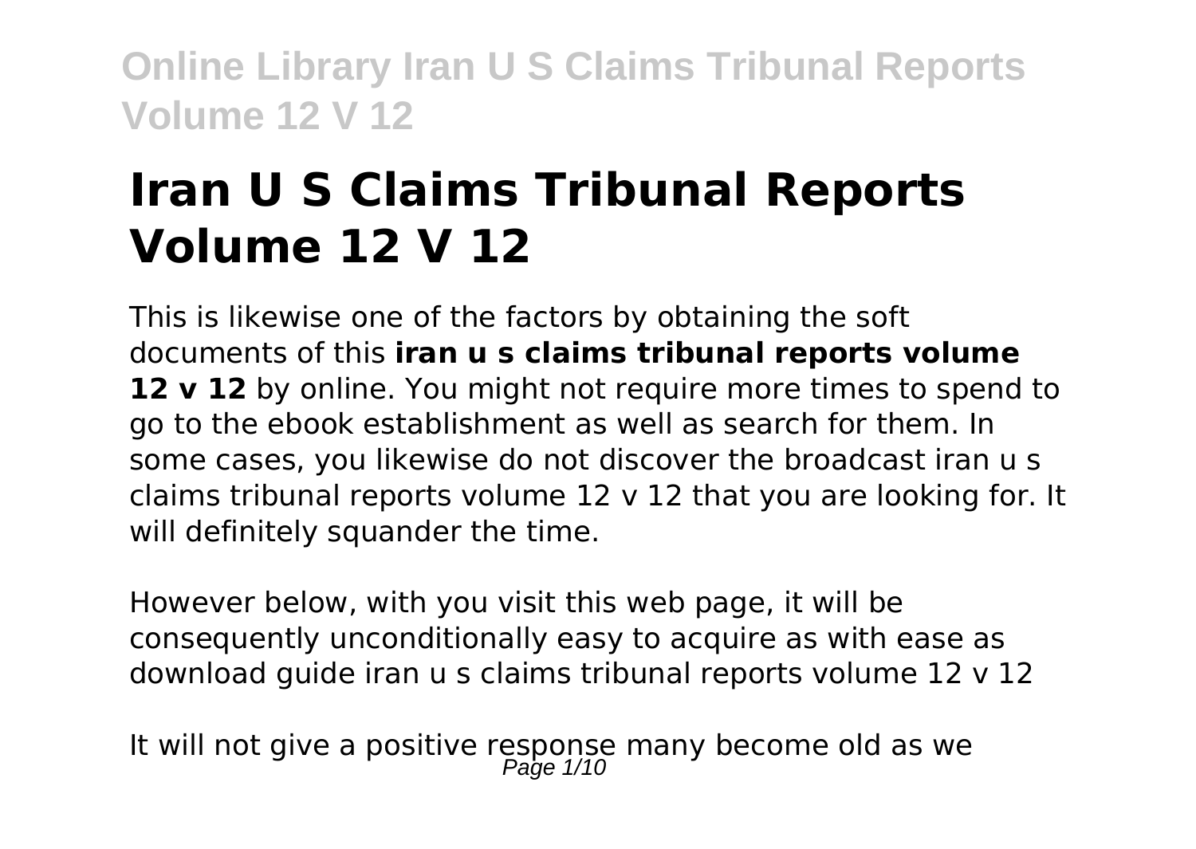# Iran U S Claims Tribunal Reports Volume 12 V 12

This is likewise one of the factors by obtaining the soft documents of this **iran u s claims tribunal reports volume 12 v 12** by online. You might not require more times to spend to go to the ebook establishment as well as search for them. In some cases, you likewise do not discover the broadcast iran u s claims tribunal reports volume 12 v 12 that you are looking for. It will definitely squander the time.

However below, with you visit this web page, it will be consequently unconditionally easy to acquire as with ease as download guide iran u s claims tribunal reports volume 12 v 12

It will not give a positive response many become old as we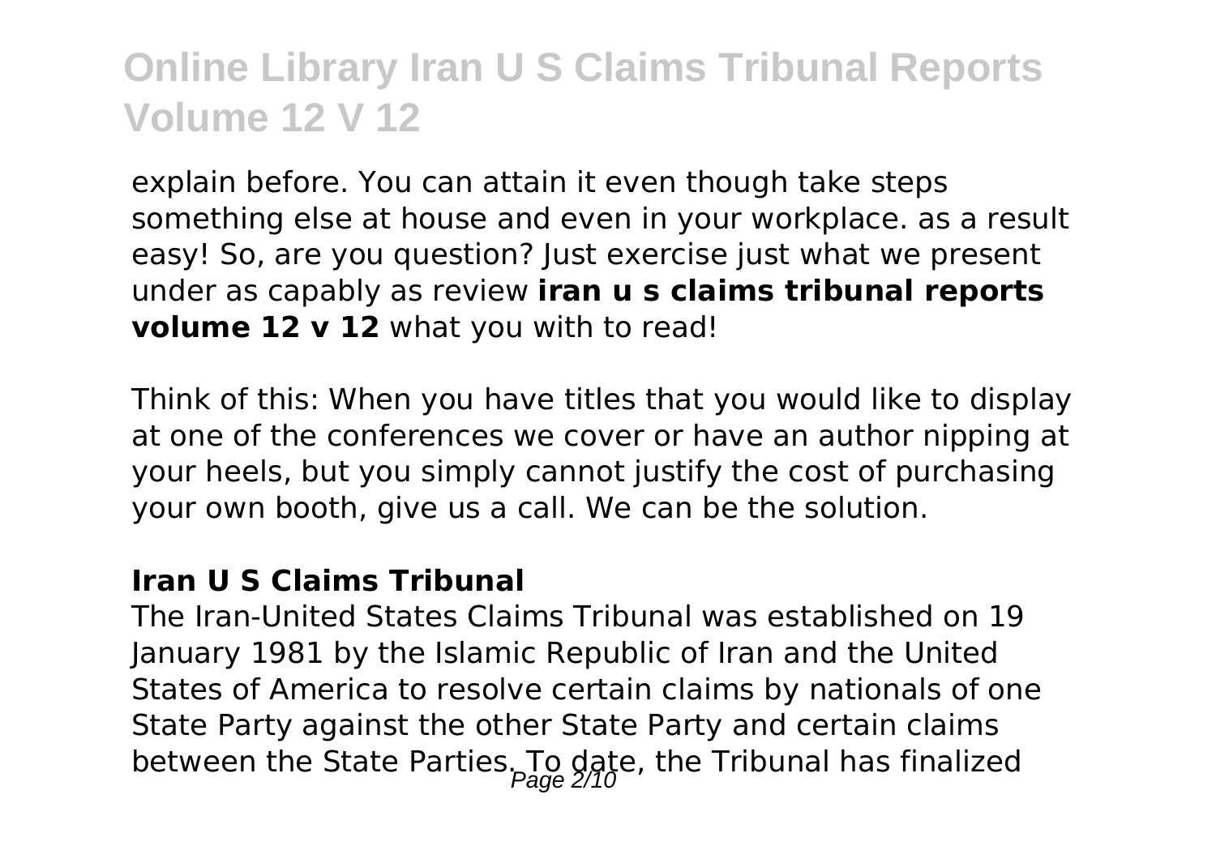explain before. You can attain it even though take steps something else at house and even in your workplace. as a result easy! So, are you question? Just exercise just what we present under as capably as review **iran u s claims tribunal reports volume 12 v 12** what you with to read!

Think of this: When you have titles that you would like to display at one of the conferences we cover or have an author nipping at your heels, but you simply cannot justify the cost of purchasing your own booth, give us a call. We can be the solution.

### Iran U S Claims Tribunal

The Iran-United States Claims Tribunal was established on 19 January 1981 by the Islamic Republic of Iran and the United States of America to resolve certain claims by nationals of one State Party against the other State Party and certain claims between the State Parties. To date, the Tribunal has finalized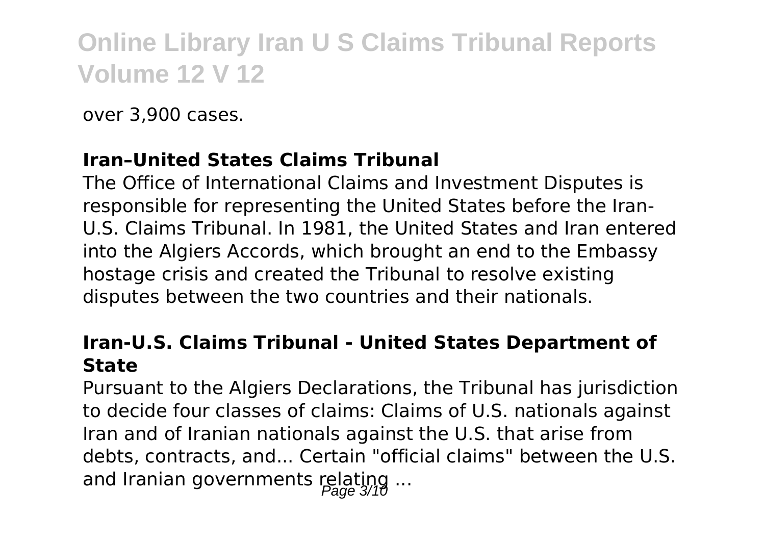over 3,900 cases.

**Iran–United States Claims Tribunal**

The Office of International Claims and Investment Disputes is responsible for representing the United States before the Iran-U.S. Claims Tribunal. In 1981, the United States and Iran entered into the Algiers Accords, which brought an end to the Embassy hostage crisis and created the Tribunal to resolve existing disputes between the two countries and their nationals.

**Iran-U.S. Claims Tribunal - United States Department of State**

Pursuant to the Algiers Declarations, the Tribunal has jurisdiction to decide four classes of claims: Claims of U.S. nationals against Iran and of Iranian nationals against the U.S. that arise from debts, contracts, and... Certain "official claims" between the U.S. and Iranian governments relating ...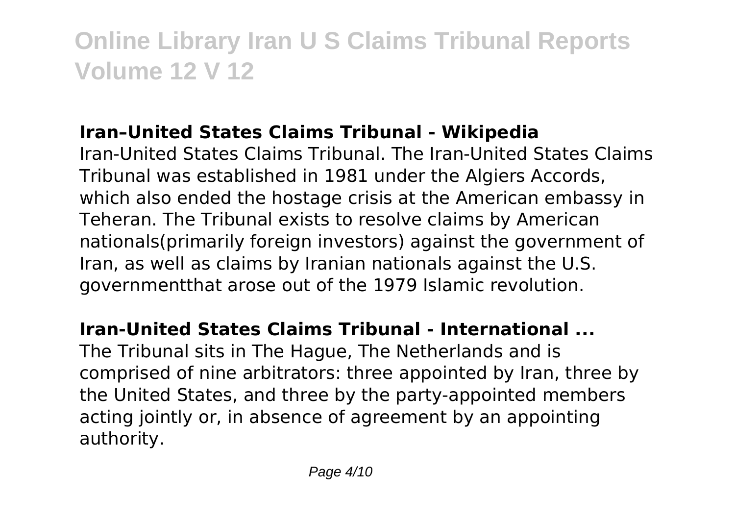## Iran–United States Claims Tribunal - Wikipedia

Iran-United States Claims Tribunal. The Iran-United States Claims Tribunal was established in 1981 under the Algiers Accords, which also ended the hostage crisis at the American embassy in Teheran. The Tribunal exists to resolve claims by American nationals(primarily foreign investors) against the government of Iran, as well as claims by Iranian nationals against the U.S. governmentthat arose out of the 1979 Islamic revolution.

## Iran-United States Claims Tribunal - International ...

The Tribunal sits in The Hague, The Netherlands and is comprised of nine arbitrators: three appointed by Iran, three by the United States, and three by the party-appointed members acting jointly or, in absence of agreement by an appointing authority.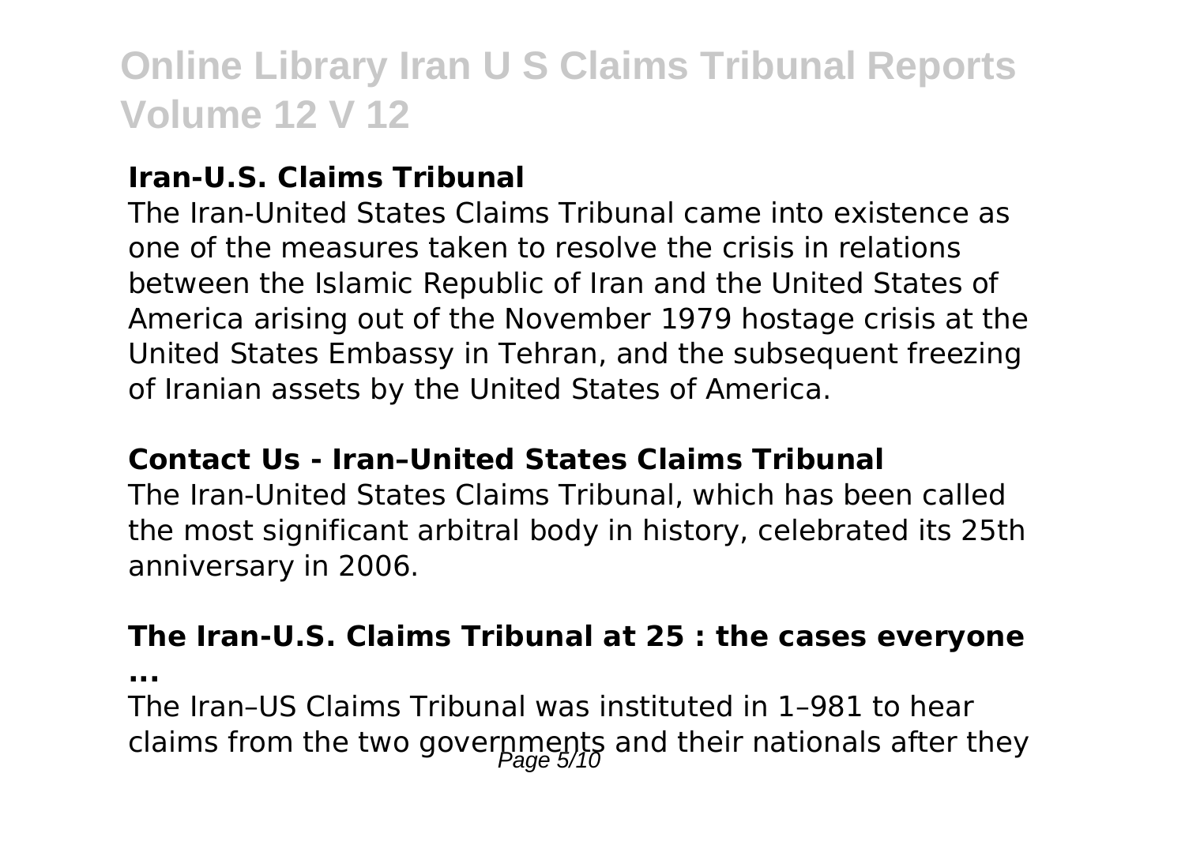### Iran-U.S. Claims Tribunal

The Iran-United States Claims Tribunal came into existence as one of the measures taken to resolve the crisis in relations between the Islamic Republic of Iran and the United States of America arising out of the November 1979 hostage crisis at the United States Embassy in Tehran, and the subsequent freezing of Iranian assets by the United States of America.

### Contact Us - Iran–United States Claims Tribunal

The Iran-United States Claims Tribunal, which has been called the most significant arbitral body in history, celebrated its 25th anniversary in 2006.

### The Iran-U.S. Claims Tribunal at 25 : the cases everyone ...

The Iran–US Claims Tribunal was instituted in 1–981 to hear claims from the two governments and their nationals after they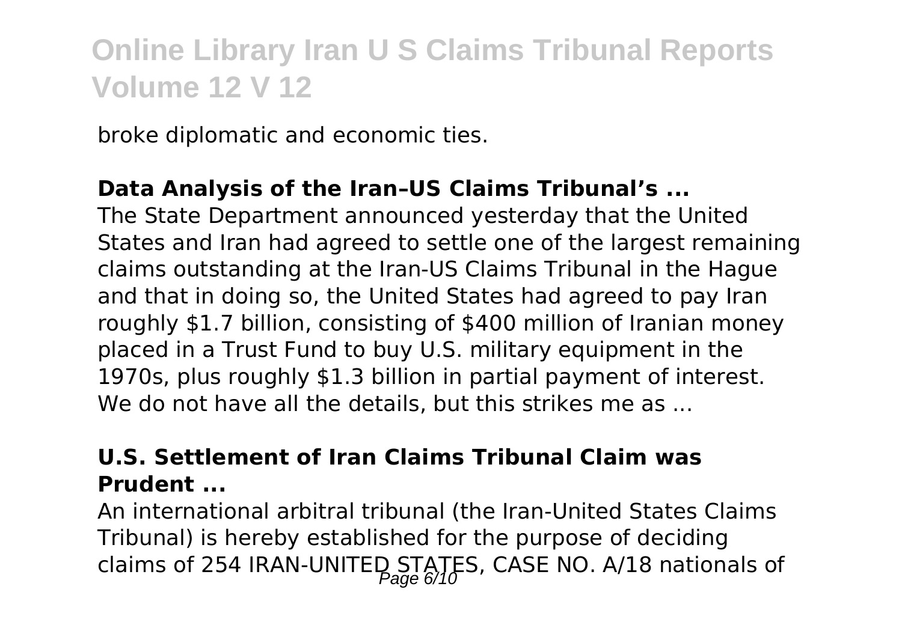broke diplomatic and economic ties.

**Data Analysis of the Iran–US Claims Tribunal's ...**

The State Department announced yesterday that the United States and Iran had agreed to settle one of the largest remaining claims outstanding at the Iran-US Claims Tribunal in the Hague and that in doing so, the United States had agreed to pay Iran roughly $1.7 billion, consisting of $400 million of Iranian money placed in a Trust Fund to buy U.S. military equipment in the 1970s, plus roughly $1.3 billion in partial payment of interest. We do not have all the details, but this strikes me as ...

**U.S. Settlement of Iran Claims Tribunal Claim was Prudent ...**

An international arbitral tribunal (the Iran-United States Claims Tribunal) is hereby established for the purpose of deciding claims of 254 IRAN-UNITED STATES, CASE NO. A/18 nationals of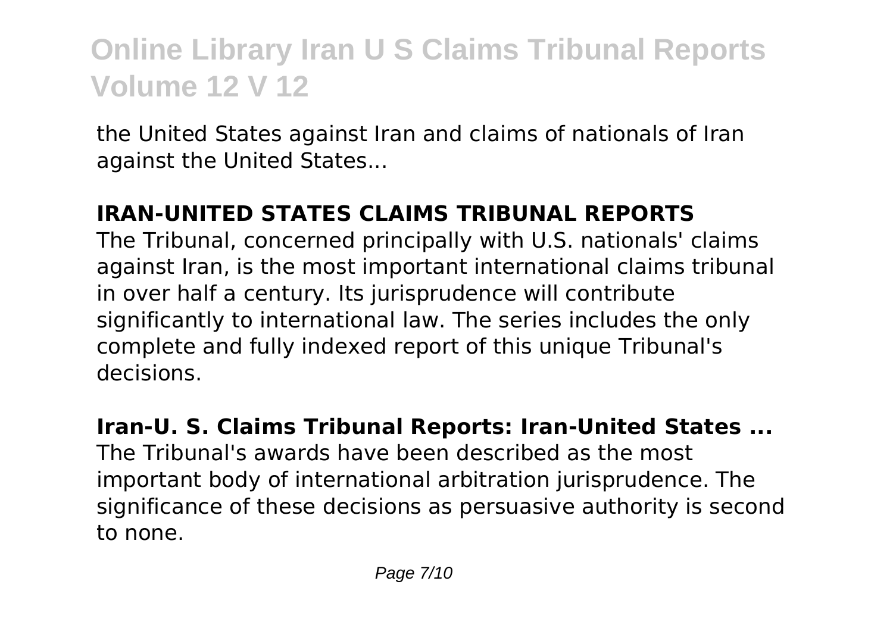the United States against Iran and claims of nationals of Iran against the United States...

## IRAN-UNITED STATES CLAIMS TRIBUNAL REPORTS

The Tribunal, concerned principally with U.S. nationals' claims against Iran, is the most important international claims tribunal in over half a century. Its jurisprudence will contribute significantly to international law. The series includes the only complete and fully indexed report of this unique Tribunal's decisions.

## Iran-U. S. Claims Tribunal Reports: Iran-United States ...

The Tribunal's awards have been described as the most important body of international arbitration jurisprudence. The significance of these decisions as persuasive authority is second to none.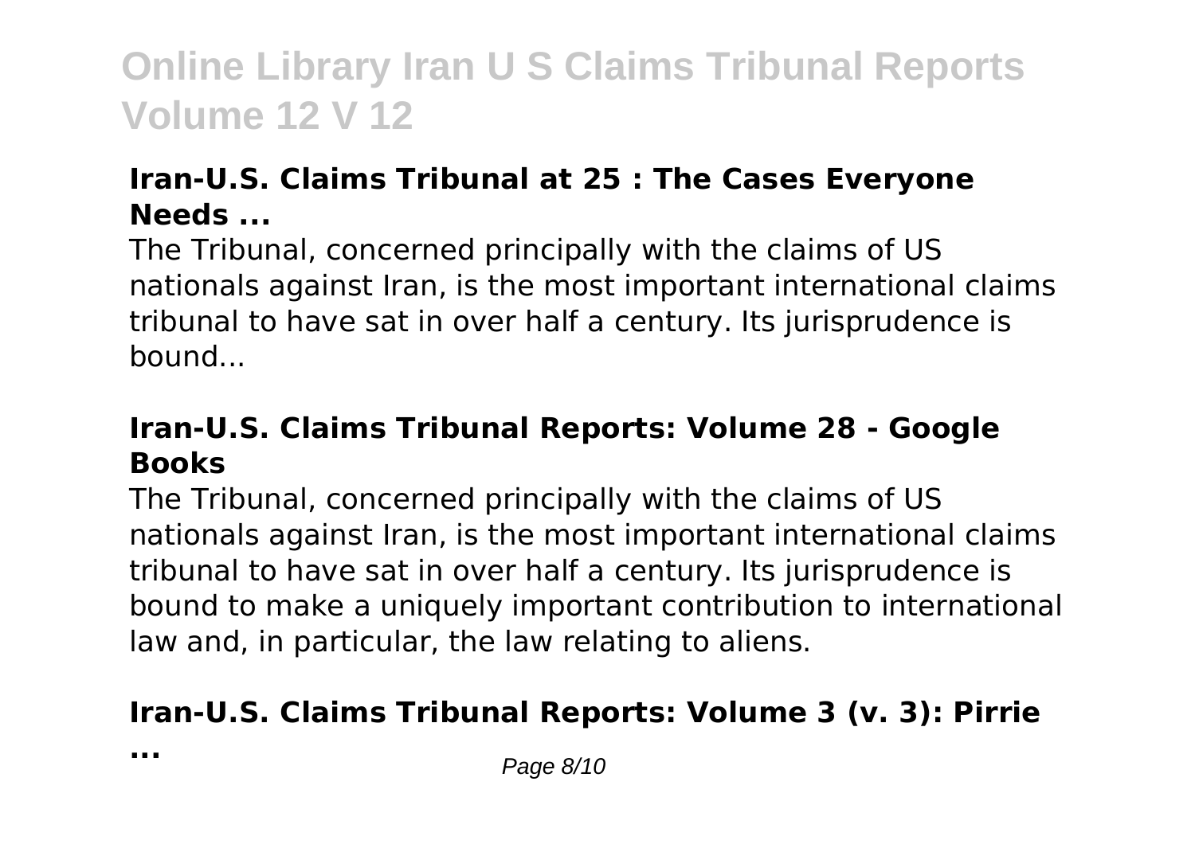### Iran-U.S. Claims Tribunal at 25 : The Cases Everyone Needs ...

The Tribunal, concerned principally with the claims of US nationals against Iran, is the most important international claims tribunal to have sat in over half a century. Its jurisprudence is bound...

### Iran-U.S. Claims Tribunal Reports: Volume 28 - Google Books

The Tribunal, concerned principally with the claims of US nationals against Iran, is the most important international claims tribunal to have sat in over half a century. Its jurisprudence is bound to make a uniquely important contribution to international law and, in particular, the law relating to aliens.

### Iran-U.S. Claims Tribunal Reports: Volume 3 (v. 3): Pirrie ...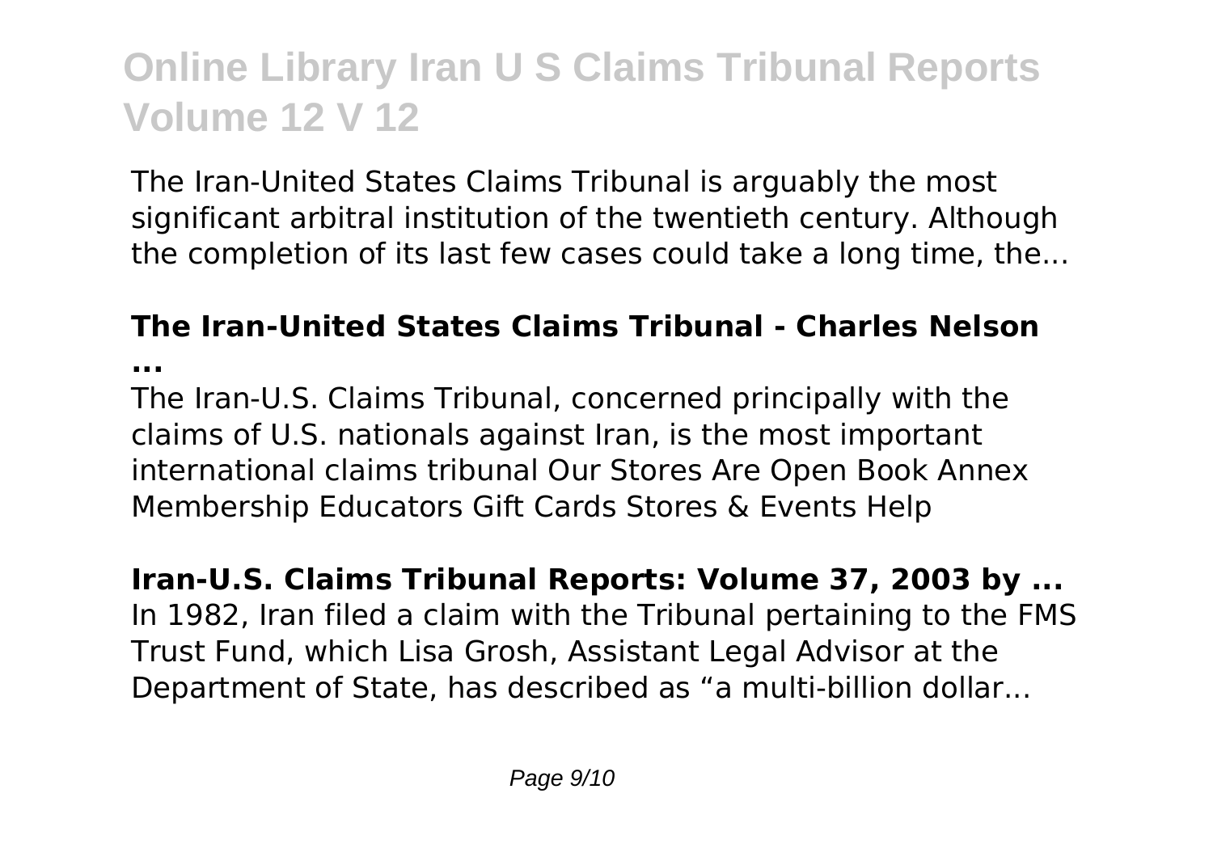The Iran-United States Claims Tribunal is arguably the most significant arbitral institution of the twentieth century. Although the completion of its last few cases could take a long time, the...

**The Iran-United States Claims Tribunal - Charles Nelson ...**

The Iran-U.S. Claims Tribunal, concerned principally with the claims of U.S. nationals against Iran, is the most important international claims tribunal Our Stores Are Open Book Annex Membership Educators Gift Cards Stores & Events Help

**Iran-U.S. Claims Tribunal Reports: Volume 37, 2003 by ...**

In 1982, Iran filed a claim with the Tribunal pertaining to the FMS Trust Fund, which Lisa Grosh, Assistant Legal Advisor at the Department of State, has described as "a multi-billion dollar...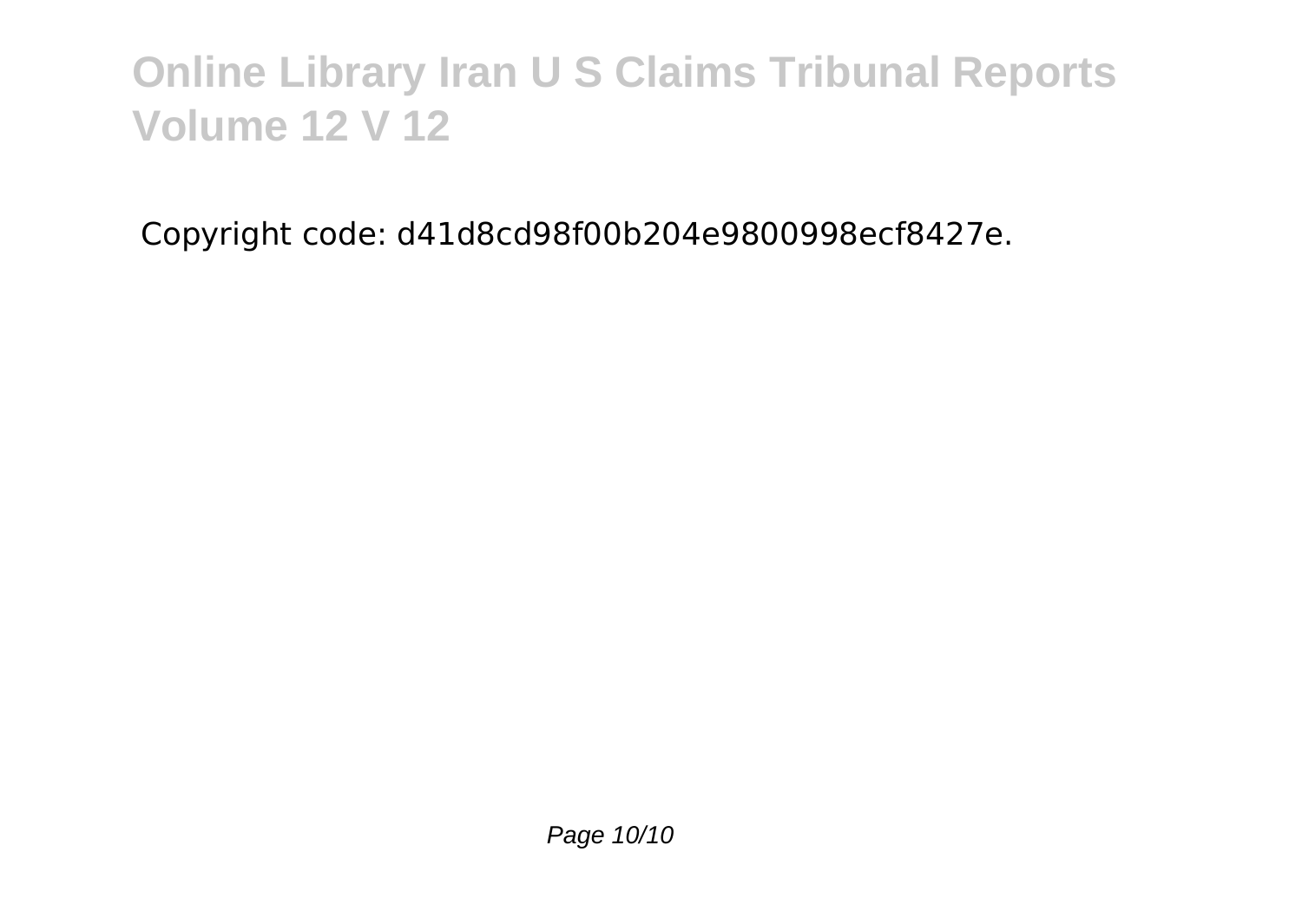Copyright code: d41d8cd98f00b204e9800998ecf8427e.